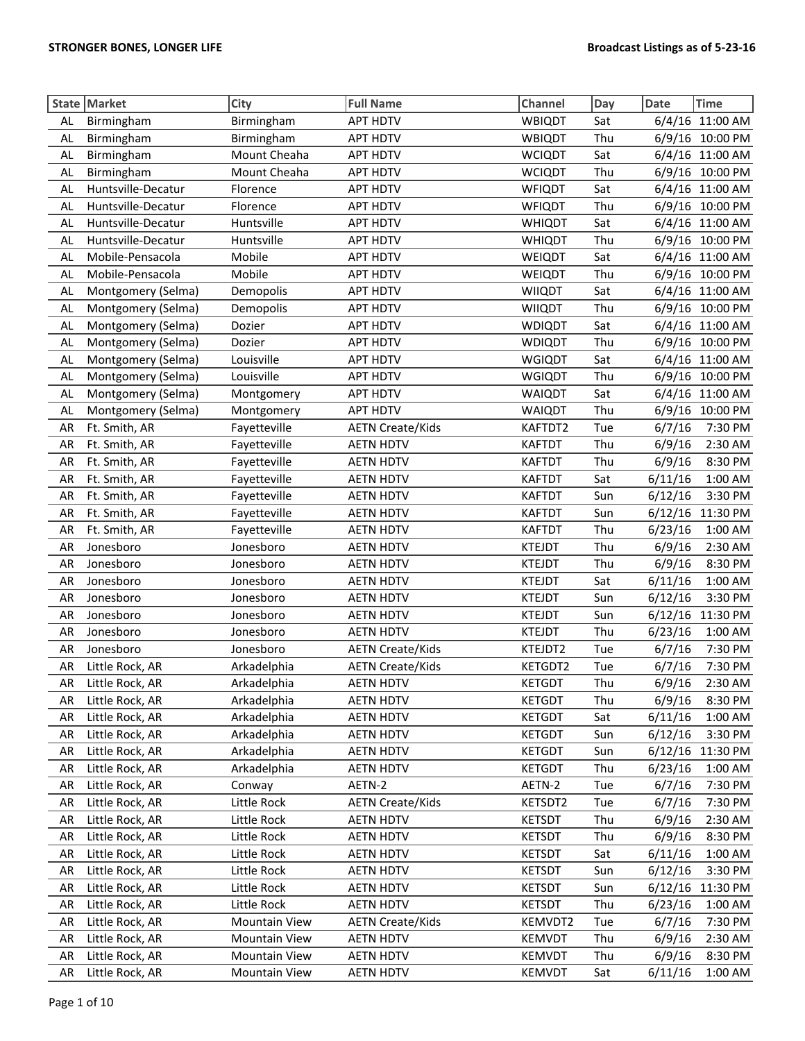**STRONGER BONES, LONGER LIFE** **Broadcast Listings as of 5-23-16**

| State | Market | City | Full Name | Channel | Day | Date | Time |
|---|---|---|---|---|---|---|---|
| AL | Birmingham | Birmingham | APT HDTV | WBIQDT | Sat | 6/4/16 | 11:00 AM |
| AL | Birmingham | Birmingham | APT HDTV | WBIQDT | Thu | 6/9/16 | 10:00 PM |
| AL | Birmingham | Mount Cheaha | APT HDTV | WCIQDT | Sat | 6/4/16 | 11:00 AM |
| AL | Birmingham | Mount Cheaha | APT HDTV | WCIQDT | Thu | 6/9/16 | 10:00 PM |
| AL | Huntsville-Decatur | Florence | APT HDTV | WFIQDT | Sat | 6/4/16 | 11:00 AM |
| AL | Huntsville-Decatur | Florence | APT HDTV | WFIQDT | Thu | 6/9/16 | 10:00 PM |
| AL | Huntsville-Decatur | Huntsville | APT HDTV | WHIQDT | Sat | 6/4/16 | 11:00 AM |
| AL | Huntsville-Decatur | Huntsville | APT HDTV | WHIQDT | Thu | 6/9/16 | 10:00 PM |
| AL | Mobile-Pensacola | Mobile | APT HDTV | WEIQDT | Sat | 6/4/16 | 11:00 AM |
| AL | Mobile-Pensacola | Mobile | APT HDTV | WEIQDT | Thu | 6/9/16 | 10:00 PM |
| AL | Montgomery (Selma) | Demopolis | APT HDTV | WIIQDT | Sat | 6/4/16 | 11:00 AM |
| AL | Montgomery (Selma) | Demopolis | APT HDTV | WIIQDT | Thu | 6/9/16 | 10:00 PM |
| AL | Montgomery (Selma) | Dozier | APT HDTV | WDIQDT | Sat | 6/4/16 | 11:00 AM |
| AL | Montgomery (Selma) | Dozier | APT HDTV | WDIQDT | Thu | 6/9/16 | 10:00 PM |
| AL | Montgomery (Selma) | Louisville | APT HDTV | WGIQDT | Sat | 6/4/16 | 11:00 AM |
| AL | Montgomery (Selma) | Louisville | APT HDTV | WGIQDT | Thu | 6/9/16 | 10:00 PM |
| AL | Montgomery (Selma) | Montgomery | APT HDTV | WAIQDT | Sat | 6/4/16 | 11:00 AM |
| AL | Montgomery (Selma) | Montgomery | APT HDTV | WAIQDT | Thu | 6/9/16 | 10:00 PM |
| AR | Ft. Smith, AR | Fayetteville | AETN Create/Kids | KAFTDT2 | Tue | 6/7/16 | 7:30 PM |
| AR | Ft. Smith, AR | Fayetteville | AETN HDTV | KAFTDT | Thu | 6/9/16 | 2:30 AM |
| AR | Ft. Smith, AR | Fayetteville | AETN HDTV | KAFTDT | Thu | 6/9/16 | 8:30 PM |
| AR | Ft. Smith, AR | Fayetteville | AETN HDTV | KAFTDT | Sat | 6/11/16 | 1:00 AM |
| AR | Ft. Smith, AR | Fayetteville | AETN HDTV | KAFTDT | Sun | 6/12/16 | 3:30 PM |
| AR | Ft. Smith, AR | Fayetteville | AETN HDTV | KAFTDT | Sun | 6/12/16 | 11:30 PM |
| AR | Ft. Smith, AR | Fayetteville | AETN HDTV | KAFTDT | Thu | 6/23/16 | 1:00 AM |
| AR | Jonesboro | Jonesboro | AETN HDTV | KTEJDT | Thu | 6/9/16 | 2:30 AM |
| AR | Jonesboro | Jonesboro | AETN HDTV | KTEJDT | Thu | 6/9/16 | 8:30 PM |
| AR | Jonesboro | Jonesboro | AETN HDTV | KTEJDT | Sat | 6/11/16 | 1:00 AM |
| AR | Jonesboro | Jonesboro | AETN HDTV | KTEJDT | Sun | 6/12/16 | 3:30 PM |
| AR | Jonesboro | Jonesboro | AETN HDTV | KTEJDT | Sun | 6/12/16 | 11:30 PM |
| AR | Jonesboro | Jonesboro | AETN HDTV | KTEJDT | Thu | 6/23/16 | 1:00 AM |
| AR | Jonesboro | Jonesboro | AETN Create/Kids | KTEJDT2 | Tue | 6/7/16 | 7:30 PM |
| AR | Little Rock, AR | Arkadelphia | AETN Create/Kids | KETGDT2 | Tue | 6/7/16 | 7:30 PM |
| AR | Little Rock, AR | Arkadelphia | AETN HDTV | KETGDT | Thu | 6/9/16 | 2:30 AM |
| AR | Little Rock, AR | Arkadelphia | AETN HDTV | KETGDT | Thu | 6/9/16 | 8:30 PM |
| AR | Little Rock, AR | Arkadelphia | AETN HDTV | KETGDT | Sat | 6/11/16 | 1:00 AM |
| AR | Little Rock, AR | Arkadelphia | AETN HDTV | KETGDT | Sun | 6/12/16 | 3:30 PM |
| AR | Little Rock, AR | Arkadelphia | AETN HDTV | KETGDT | Sun | 6/12/16 | 11:30 PM |
| AR | Little Rock, AR | Arkadelphia | AETN HDTV | KETGDT | Thu | 6/23/16 | 1:00 AM |
| AR | Little Rock, AR | Conway | AETN-2 | AETN-2 | Tue | 6/7/16 | 7:30 PM |
| AR | Little Rock, AR | Little Rock | AETN Create/Kids | KETSDT2 | Tue | 6/7/16 | 7:30 PM |
| AR | Little Rock, AR | Little Rock | AETN HDTV | KETSDT | Thu | 6/9/16 | 2:30 AM |
| AR | Little Rock, AR | Little Rock | AETN HDTV | KETSDT | Thu | 6/9/16 | 8:30 PM |
| AR | Little Rock, AR | Little Rock | AETN HDTV | KETSDT | Sat | 6/11/16 | 1:00 AM |
| AR | Little Rock, AR | Little Rock | AETN HDTV | KETSDT | Sun | 6/12/16 | 3:30 PM |
| AR | Little Rock, AR | Little Rock | AETN HDTV | KETSDT | Sun | 6/12/16 | 11:30 PM |
| AR | Little Rock, AR | Little Rock | AETN HDTV | KETSDT | Thu | 6/23/16 | 1:00 AM |
| AR | Little Rock, AR | Mountain View | AETN Create/Kids | KEMVDT2 | Tue | 6/7/16 | 7:30 PM |
| AR | Little Rock, AR | Mountain View | AETN HDTV | KEMVDT | Thu | 6/9/16 | 2:30 AM |
| AR | Little Rock, AR | Mountain View | AETN HDTV | KEMVDT | Thu | 6/9/16 | 8:30 PM |
| AR | Little Rock, AR | Mountain View | AETN HDTV | KEMVDT | Sat | 6/11/16 | 1:00 AM |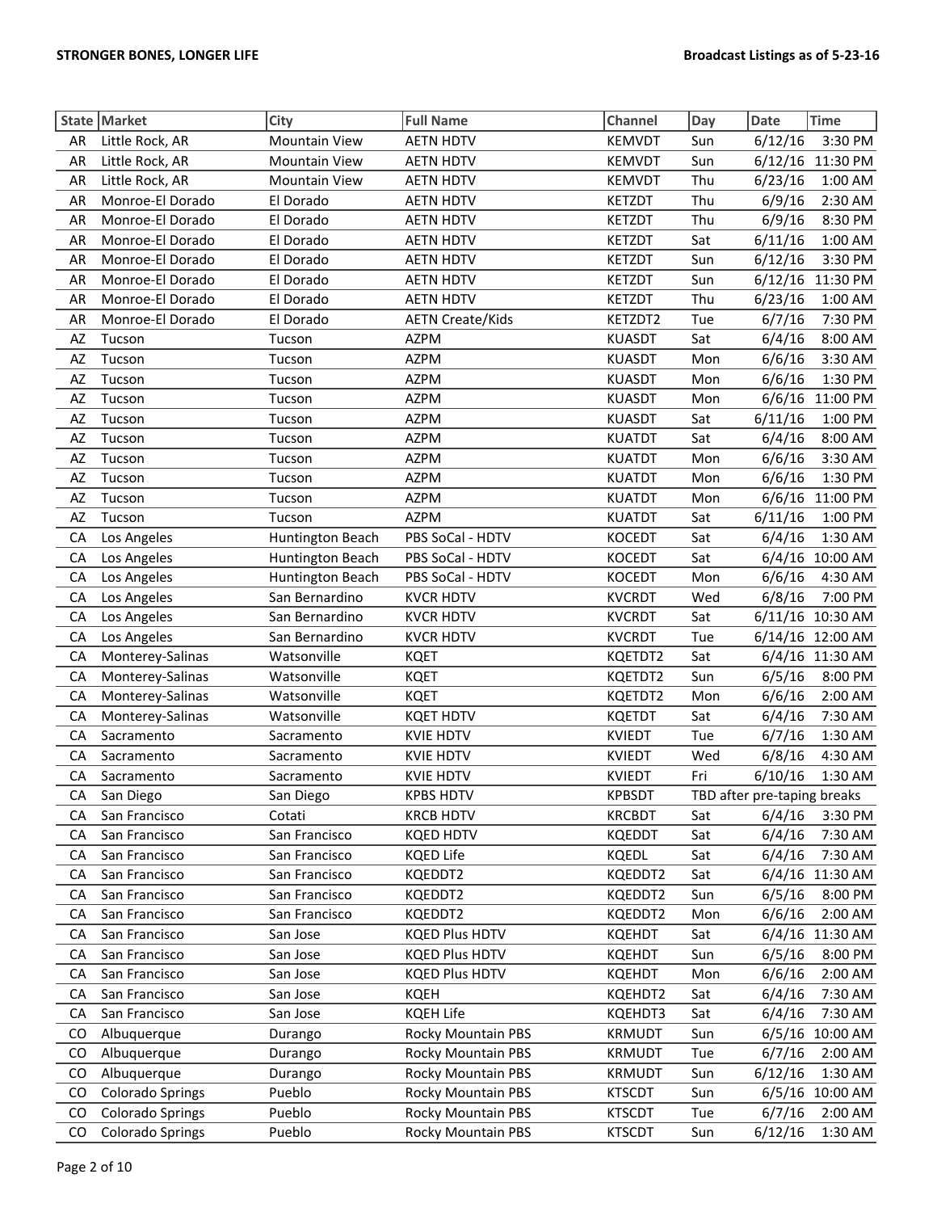| State | Market | City | Full Name | Channel | Day | Date | Time |
|---|---|---|---|---|---|---|---|
| AR | Little Rock, AR | Mountain View | AETN HDTV | KEMVDT | Sun | 6/12/16 | 3:30 PM |
| AR | Little Rock, AR | Mountain View | AETN HDTV | KEMVDT | Sun | 6/12/16 | 11:30 PM |
| AR | Little Rock, AR | Mountain View | AETN HDTV | KEMVDT | Thu | 6/23/16 | 1:00 AM |
| AR | Monroe-El Dorado | El Dorado | AETN HDTV | KETZDT | Thu | 6/9/16 | 2:30 AM |
| AR | Monroe-El Dorado | El Dorado | AETN HDTV | KETZDT | Thu | 6/9/16 | 8:30 PM |
| AR | Monroe-El Dorado | El Dorado | AETN HDTV | KETZDT | Sat | 6/11/16 | 1:00 AM |
| AR | Monroe-El Dorado | El Dorado | AETN HDTV | KETZDT | Sun | 6/12/16 | 3:30 PM |
| AR | Monroe-El Dorado | El Dorado | AETN HDTV | KETZDT | Sun | 6/12/16 | 11:30 PM |
| AR | Monroe-El Dorado | El Dorado | AETN HDTV | KETZDT | Thu | 6/23/16 | 1:00 AM |
| AR | Monroe-El Dorado | El Dorado | AETN Create/Kids | KETZDT2 | Tue | 6/7/16 | 7:30 PM |
| AZ | Tucson | Tucson | AZPM | KUASDT | Sat | 6/4/16 | 8:00 AM |
| AZ | Tucson | Tucson | AZPM | KUASDT | Mon | 6/6/16 | 3:30 AM |
| AZ | Tucson | Tucson | AZPM | KUASDT | Mon | 6/6/16 | 1:30 PM |
| AZ | Tucson | Tucson | AZPM | KUASDT | Mon | 6/6/16 | 11:00 PM |
| AZ | Tucson | Tucson | AZPM | KUASDT | Sat | 6/11/16 | 1:00 PM |
| AZ | Tucson | Tucson | AZPM | KUATDT | Sat | 6/4/16 | 8:00 AM |
| AZ | Tucson | Tucson | AZPM | KUATDT | Mon | 6/6/16 | 3:30 AM |
| AZ | Tucson | Tucson | AZPM | KUATDT | Mon | 6/6/16 | 1:30 PM |
| AZ | Tucson | Tucson | AZPM | KUATDT | Mon | 6/6/16 | 11:00 PM |
| AZ | Tucson | Tucson | AZPM | KUATDT | Sat | 6/11/16 | 1:00 PM |
| CA | Los Angeles | Huntington Beach | PBS SoCal - HDTV | KOCEDT | Sat | 6/4/16 | 1:30 AM |
| CA | Los Angeles | Huntington Beach | PBS SoCal - HDTV | KOCEDT | Sat | 6/4/16 | 10:00 AM |
| CA | Los Angeles | Huntington Beach | PBS SoCal - HDTV | KOCEDT | Mon | 6/6/16 | 4:30 AM |
| CA | Los Angeles | San Bernardino | KVCR HDTV | KVCRDT | Wed | 6/8/16 | 7:00 PM |
| CA | Los Angeles | San Bernardino | KVCR HDTV | KVCRDT | Sat | 6/11/16 | 10:30 AM |
| CA | Los Angeles | San Bernardino | KVCR HDTV | KVCRDT | Tue | 6/14/16 | 12:00 AM |
| CA | Monterey-Salinas | Watsonville | KQET | KQETDT2 | Sat | 6/4/16 | 11:30 AM |
| CA | Monterey-Salinas | Watsonville | KQET | KQETDT2 | Sun | 6/5/16 | 8:00 PM |
| CA | Monterey-Salinas | Watsonville | KQET | KQETDT2 | Mon | 6/6/16 | 2:00 AM |
| CA | Monterey-Salinas | Watsonville | KQET HDTV | KQETDT | Sat | 6/4/16 | 7:30 AM |
| CA | Sacramento | Sacramento | KVIE HDTV | KVIEDT | Tue | 6/7/16 | 1:30 AM |
| CA | Sacramento | Sacramento | KVIE HDTV | KVIEDT | Wed | 6/8/16 | 4:30 AM |
| CA | Sacramento | Sacramento | KVIE HDTV | KVIEDT | Fri | 6/10/16 | 1:30 AM |
| CA | San Diego | San Diego | KPBS HDTV | KPBSDT | TBD after pre-taping breaks | | |
| CA | San Francisco | Cotati | KRCB HDTV | KRCBDT | Sat | 6/4/16 | 3:30 PM |
| CA | San Francisco | San Francisco | KQED HDTV | KQEDDT | Sat | 6/4/16 | 7:30 AM |
| CA | San Francisco | San Francisco | KQED Life | KQEDL | Sat | 6/4/16 | 7:30 AM |
| CA | San Francisco | San Francisco | KQEDDT2 | KQEDDT2 | Sat | 6/4/16 | 11:30 AM |
| CA | San Francisco | San Francisco | KQEDDT2 | KQEDDT2 | Sun | 6/5/16 | 8:00 PM |
| CA | San Francisco | San Francisco | KQEDDT2 | KQEDDT2 | Mon | 6/6/16 | 2:00 AM |
| CA | San Francisco | San Jose | KQED Plus HDTV | KQEHDT | Sat | 6/4/16 | 11:30 AM |
| CA | San Francisco | San Jose | KQED Plus HDTV | KQEHDT | Sun | 6/5/16 | 8:00 PM |
| CA | San Francisco | San Jose | KQED Plus HDTV | KQEHDT | Mon | 6/6/16 | 2:00 AM |
| CA | San Francisco | San Jose | KQEH | KQEHDT2 | Sat | 6/4/16 | 7:30 AM |
| CA | San Francisco | San Jose | KQEH Life | KQEHDT3 | Sat | 6/4/16 | 7:30 AM |
| CO | Albuquerque | Durango | Rocky Mountain PBS | KRMUDT | Sun | 6/5/16 | 10:00 AM |
| CO | Albuquerque | Durango | Rocky Mountain PBS | KRMUDT | Tue | 6/7/16 | 2:00 AM |
| CO | Albuquerque | Durango | Rocky Mountain PBS | KRMUDT | Sun | 6/12/16 | 1:30 AM |
| CO | Colorado Springs | Pueblo | Rocky Mountain PBS | KTSCDT | Sun | 6/5/16 | 10:00 AM |
| CO | Colorado Springs | Pueblo | Rocky Mountain PBS | KTSCDT | Tue | 6/7/16 | 2:00 AM |
| CO | Colorado Springs | Pueblo | Rocky Mountain PBS | KTSCDT | Sun | 6/12/16 | 1:30 AM |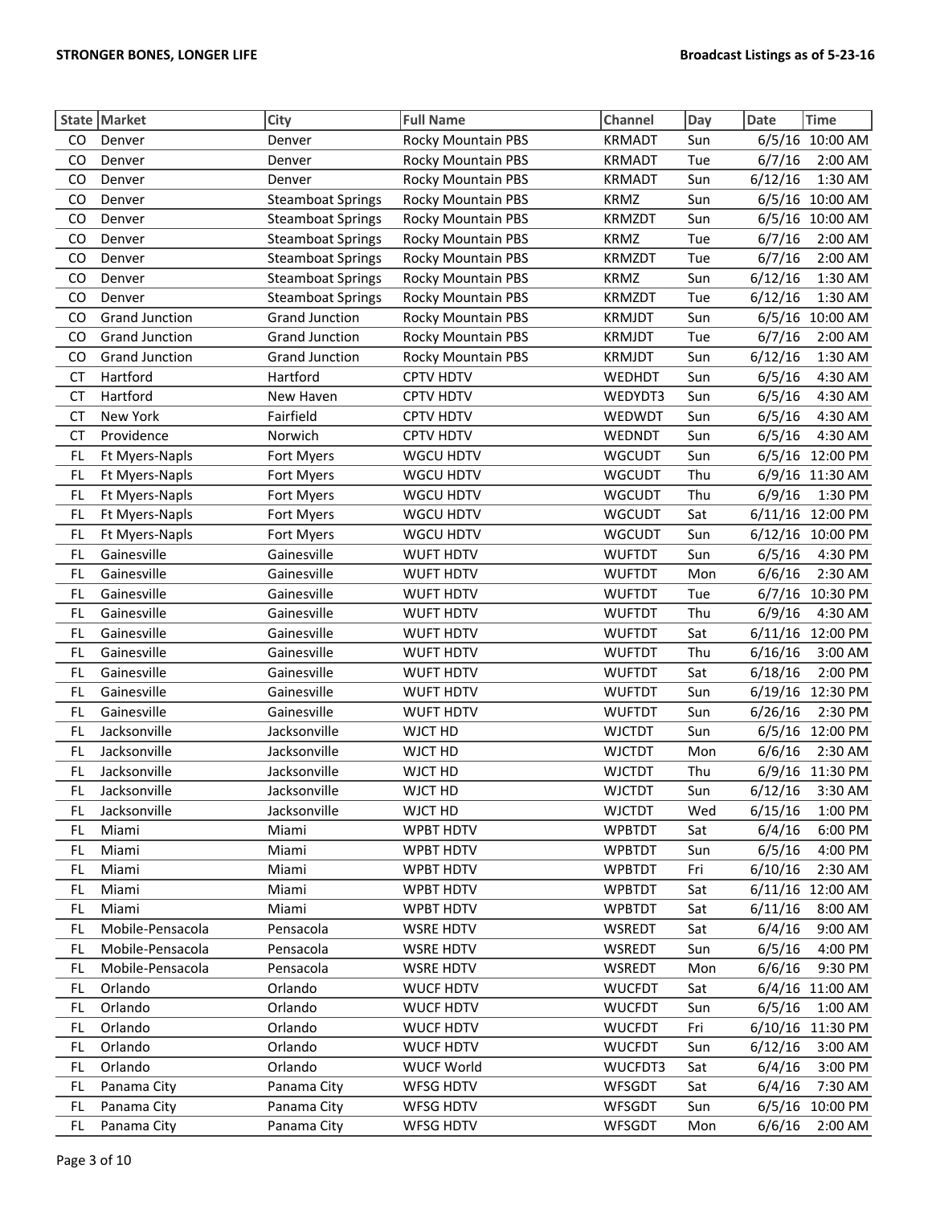| State | Market | City | Full Name | Channel | Day | Date | Time |
|---|---|---|---|---|---|---|---|
| CO | Denver | Denver | Rocky Mountain PBS | KRMADT | Sun | 6/5/16 | 10:00 AM |
| CO | Denver | Denver | Rocky Mountain PBS | KRMADT | Tue | 6/7/16 | 2:00 AM |
| CO | Denver | Denver | Rocky Mountain PBS | KRMADT | Sun | 6/12/16 | 1:30 AM |
| CO | Denver | Steamboat Springs | Rocky Mountain PBS | KRMZ | Sun | 6/5/16 | 10:00 AM |
| CO | Denver | Steamboat Springs | Rocky Mountain PBS | KRMZDT | Sun | 6/5/16 | 10:00 AM |
| CO | Denver | Steamboat Springs | Rocky Mountain PBS | KRMZ | Tue | 6/7/16 | 2:00 AM |
| CO | Denver | Steamboat Springs | Rocky Mountain PBS | KRMZDT | Tue | 6/7/16 | 2:00 AM |
| CO | Denver | Steamboat Springs | Rocky Mountain PBS | KRMZ | Sun | 6/12/16 | 1:30 AM |
| CO | Denver | Steamboat Springs | Rocky Mountain PBS | KRMZDT | Tue | 6/12/16 | 1:30 AM |
| CO | Grand Junction | Grand Junction | Rocky Mountain PBS | KRMJDT | Sun | 6/5/16 | 10:00 AM |
| CO | Grand Junction | Grand Junction | Rocky Mountain PBS | KRMJDT | Tue | 6/7/16 | 2:00 AM |
| CO | Grand Junction | Grand Junction | Rocky Mountain PBS | KRMJDT | Sun | 6/12/16 | 1:30 AM |
| CT | Hartford | Hartford | CPTV HDTV | WEDHDT | Sun | 6/5/16 | 4:30 AM |
| CT | Hartford | New Haven | CPTV HDTV | WEDYDT3 | Sun | 6/5/16 | 4:30 AM |
| CT | New York | Fairfield | CPTV HDTV | WEDWDT | Sun | 6/5/16 | 4:30 AM |
| CT | Providence | Norwich | CPTV HDTV | WEDNDT | Sun | 6/5/16 | 4:30 AM |
| FL | Ft Myers-Napls | Fort Myers | WGCU HDTV | WGCUDT | Sun | 6/5/16 | 12:00 PM |
| FL | Ft Myers-Napls | Fort Myers | WGCU HDTV | WGCUDT | Thu | 6/9/16 | 11:30 AM |
| FL | Ft Myers-Napls | Fort Myers | WGCU HDTV | WGCUDT | Thu | 6/9/16 | 1:30 PM |
| FL | Ft Myers-Napls | Fort Myers | WGCU HDTV | WGCUDT | Sat | 6/11/16 | 12:00 PM |
| FL | Ft Myers-Napls | Fort Myers | WGCU HDTV | WGCUDT | Sun | 6/12/16 | 10:00 PM |
| FL | Gainesville | Gainesville | WUFT HDTV | WUFTDT | Sun | 6/5/16 | 4:30 PM |
| FL | Gainesville | Gainesville | WUFT HDTV | WUFTDT | Mon | 6/6/16 | 2:30 AM |
| FL | Gainesville | Gainesville | WUFT HDTV | WUFTDT | Tue | 6/7/16 | 10:30 PM |
| FL | Gainesville | Gainesville | WUFT HDTV | WUFTDT | Thu | 6/9/16 | 4:30 AM |
| FL | Gainesville | Gainesville | WUFT HDTV | WUFTDT | Sat | 6/11/16 | 12:00 PM |
| FL | Gainesville | Gainesville | WUFT HDTV | WUFTDT | Thu | 6/16/16 | 3:00 AM |
| FL | Gainesville | Gainesville | WUFT HDTV | WUFTDT | Sat | 6/18/16 | 2:00 PM |
| FL | Gainesville | Gainesville | WUFT HDTV | WUFTDT | Sun | 6/19/16 | 12:30 PM |
| FL | Gainesville | Gainesville | WUFT HDTV | WUFTDT | Sun | 6/26/16 | 2:30 PM |
| FL | Jacksonville | Jacksonville | WJCT HD | WJCTDT | Sun | 6/5/16 | 12:00 PM |
| FL | Jacksonville | Jacksonville | WJCT HD | WJCTDT | Mon | 6/6/16 | 2:30 AM |
| FL | Jacksonville | Jacksonville | WJCT HD | WJCTDT | Thu | 6/9/16 | 11:30 PM |
| FL | Jacksonville | Jacksonville | WJCT HD | WJCTDT | Sun | 6/12/16 | 3:30 AM |
| FL | Jacksonville | Jacksonville | WJCT HD | WJCTDT | Wed | 6/15/16 | 1:00 PM |
| FL | Miami | Miami | WPBT HDTV | WPBTDT | Sat | 6/4/16 | 6:00 PM |
| FL | Miami | Miami | WPBT HDTV | WPBTDT | Sun | 6/5/16 | 4:00 PM |
| FL | Miami | Miami | WPBT HDTV | WPBTDT | Fri | 6/10/16 | 2:30 AM |
| FL | Miami | Miami | WPBT HDTV | WPBTDT | Sat | 6/11/16 | 12:00 AM |
| FL | Miami | Miami | WPBT HDTV | WPBTDT | Sat | 6/11/16 | 8:00 AM |
| FL | Mobile-Pensacola | Pensacola | WSRE HDTV | WSREDT | Sat | 6/4/16 | 9:00 AM |
| FL | Mobile-Pensacola | Pensacola | WSRE HDTV | WSREDT | Sun | 6/5/16 | 4:00 PM |
| FL | Mobile-Pensacola | Pensacola | WSRE HDTV | WSREDT | Mon | 6/6/16 | 9:30 PM |
| FL | Orlando | Orlando | WUCF HDTV | WUCFDT | Sat | 6/4/16 | 11:00 AM |
| FL | Orlando | Orlando | WUCF HDTV | WUCFDT | Sun | 6/5/16 | 1:00 AM |
| FL | Orlando | Orlando | WUCF HDTV | WUCFDT | Fri | 6/10/16 | 11:30 PM |
| FL | Orlando | Orlando | WUCF HDTV | WUCFDT | Sun | 6/12/16 | 3:00 AM |
| FL | Orlando | Orlando | WUCF World | WUCFDT3 | Sat | 6/4/16 | 3:00 PM |
| FL | Panama City | Panama City | WFSG HDTV | WFSGDT | Sat | 6/4/16 | 7:30 AM |
| FL | Panama City | Panama City | WFSG HDTV | WFSGDT | Sun | 6/5/16 | 10:00 PM |
| FL | Panama City | Panama City | WFSG HDTV | WFSGDT | Mon | 6/6/16 | 2:00 AM |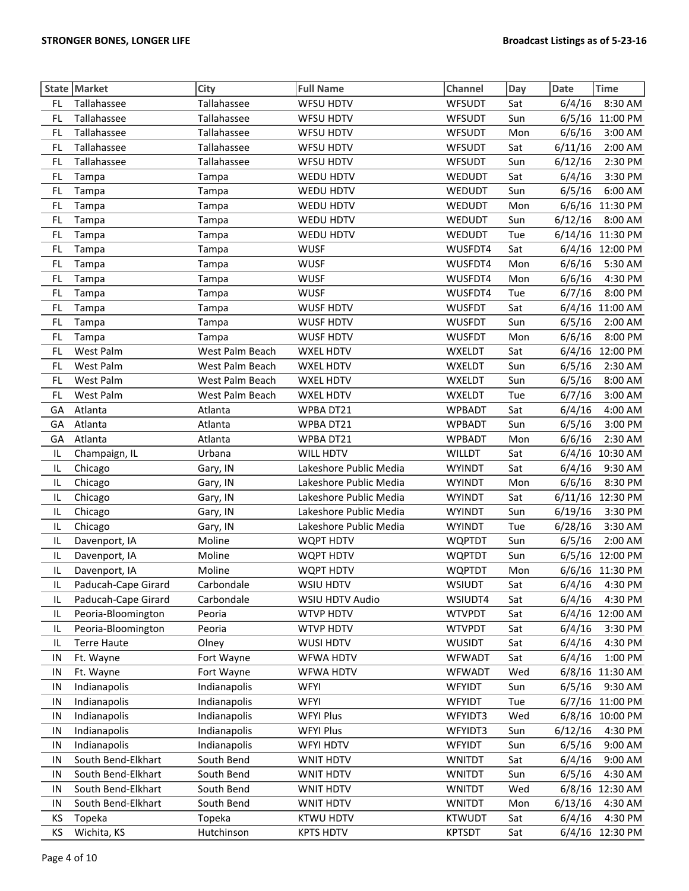| State | Market | City | Full Name | Channel | Day | Date | Time |
|---|---|---|---|---|---|---|---|
| FL | Tallahassee | Tallahassee | WFSU HDTV | WFSUDT | Sat | 6/4/16 | 8:30 AM |
| FL | Tallahassee | Tallahassee | WFSU HDTV | WFSUDT | Sun | 6/5/16 | 11:00 PM |
| FL | Tallahassee | Tallahassee | WFSU HDTV | WFSUDT | Mon | 6/6/16 | 3:00 AM |
| FL | Tallahassee | Tallahassee | WFSU HDTV | WFSUDT | Sat | 6/11/16 | 2:00 AM |
| FL | Tallahassee | Tallahassee | WFSU HDTV | WFSUDT | Sun | 6/12/16 | 2:30 PM |
| FL | Tampa | Tampa | WEDU HDTV | WEDUDT | Sat | 6/4/16 | 3:30 PM |
| FL | Tampa | Tampa | WEDU HDTV | WEDUDT | Sun | 6/5/16 | 6:00 AM |
| FL | Tampa | Tampa | WEDU HDTV | WEDUDT | Mon | 6/6/16 | 11:30 PM |
| FL | Tampa | Tampa | WEDU HDTV | WEDUDT | Sun | 6/12/16 | 8:00 AM |
| FL | Tampa | Tampa | WEDU HDTV | WEDUDT | Tue | 6/14/16 | 11:30 PM |
| FL | Tampa | Tampa | WUSF | WUSFDT4 | Sat | 6/4/16 | 12:00 PM |
| FL | Tampa | Tampa | WUSF | WUSFDT4 | Mon | 6/6/16 | 5:30 AM |
| FL | Tampa | Tampa | WUSF | WUSFDT4 | Mon | 6/6/16 | 4:30 PM |
| FL | Tampa | Tampa | WUSF | WUSFDT4 | Tue | 6/7/16 | 8:00 PM |
| FL | Tampa | Tampa | WUSF HDTV | WUSFDT | Sat | 6/4/16 | 11:00 AM |
| FL | Tampa | Tampa | WUSF HDTV | WUSFDT | Sun | 6/5/16 | 2:00 AM |
| FL | Tampa | Tampa | WUSF HDTV | WUSFDT | Mon | 6/6/16 | 8:00 PM |
| FL | West Palm | West Palm Beach | WXEL HDTV | WXELDT | Sat | 6/4/16 | 12:00 PM |
| FL | West Palm | West Palm Beach | WXEL HDTV | WXELDT | Sun | 6/5/16 | 2:30 AM |
| FL | West Palm | West Palm Beach | WXEL HDTV | WXELDT | Sun | 6/5/16 | 8:00 AM |
| FL | West Palm | West Palm Beach | WXEL HDTV | WXELDT | Tue | 6/7/16 | 3:00 AM |
| GA | Atlanta | Atlanta | WPBA DT21 | WPBADT | Sat | 6/4/16 | 4:00 AM |
| GA | Atlanta | Atlanta | WPBA DT21 | WPBADT | Sun | 6/5/16 | 3:00 PM |
| GA | Atlanta | Atlanta | WPBA DT21 | WPBADT | Mon | 6/6/16 | 2:30 AM |
| IL | Champaign, IL | Urbana | WILL HDTV | WILLDT | Sat | 6/4/16 | 10:30 AM |
| IL | Chicago | Gary, IN | Lakeshore Public Media | WYINDT | Sat | 6/4/16 | 9:30 AM |
| IL | Chicago | Gary, IN | Lakeshore Public Media | WYINDT | Mon | 6/6/16 | 8:30 PM |
| IL | Chicago | Gary, IN | Lakeshore Public Media | WYINDT | Sat | 6/11/16 | 12:30 PM |
| IL | Chicago | Gary, IN | Lakeshore Public Media | WYINDT | Sun | 6/19/16 | 3:30 PM |
| IL | Chicago | Gary, IN | Lakeshore Public Media | WYINDT | Tue | 6/28/16 | 3:30 AM |
| IL | Davenport, IA | Moline | WQPT HDTV | WQPTDT | Sun | 6/5/16 | 2:00 AM |
| IL | Davenport, IA | Moline | WQPT HDTV | WQPTDT | Sun | 6/5/16 | 12:00 PM |
| IL | Davenport, IA | Moline | WQPT HDTV | WQPTDT | Mon | 6/6/16 | 11:30 PM |
| IL | Paducah-Cape Girard | Carbondale | WSIU HDTV | WSIUDT | Sat | 6/4/16 | 4:30 PM |
| IL | Paducah-Cape Girard | Carbondale | WSIU HDTV Audio | WSIUDT4 | Sat | 6/4/16 | 4:30 PM |
| IL | Peoria-Bloomington | Peoria | WTVP HDTV | WTVPDT | Sat | 6/4/16 | 12:00 AM |
| IL | Peoria-Bloomington | Peoria | WTVP HDTV | WTVPDT | Sat | 6/4/16 | 3:30 PM |
| IL | Terre Haute | Olney | WUSI HDTV | WUSIDT | Sat | 6/4/16 | 4:30 PM |
| IN | Ft. Wayne | Fort Wayne | WFWA HDTV | WFWADT | Sat | 6/4/16 | 1:00 PM |
| IN | Ft. Wayne | Fort Wayne | WFWA HDTV | WFWADT | Wed | 6/8/16 | 11:30 AM |
| IN | Indianapolis | Indianapolis | WFYI | WFYIDT | Sun | 6/5/16 | 9:30 AM |
| IN | Indianapolis | Indianapolis | WFYI | WFYIDT | Tue | 6/7/16 | 11:00 PM |
| IN | Indianapolis | Indianapolis | WFYI Plus | WFYIDT3 | Wed | 6/8/16 | 10:00 PM |
| IN | Indianapolis | Indianapolis | WFYI Plus | WFYIDT3 | Sun | 6/12/16 | 4:30 PM |
| IN | Indianapolis | Indianapolis | WFYI HDTV | WFYIDT | Sun | 6/5/16 | 9:00 AM |
| IN | South Bend-Elkhart | South Bend | WNIT HDTV | WNITDT | Sat | 6/4/16 | 9:00 AM |
| IN | South Bend-Elkhart | South Bend | WNIT HDTV | WNITDT | Sun | 6/5/16 | 4:30 AM |
| IN | South Bend-Elkhart | South Bend | WNIT HDTV | WNITDT | Wed | 6/8/16 | 12:30 AM |
| IN | South Bend-Elkhart | South Bend | WNIT HDTV | WNITDT | Mon | 6/13/16 | 4:30 AM |
| KS | Topeka | Topeka | KTWU HDTV | KTWUDT | Sat | 6/4/16 | 4:30 PM |
| KS | Wichita, KS | Hutchinson | KPTS HDTV | KPTSDT | Sat | 6/4/16 | 12:30 PM |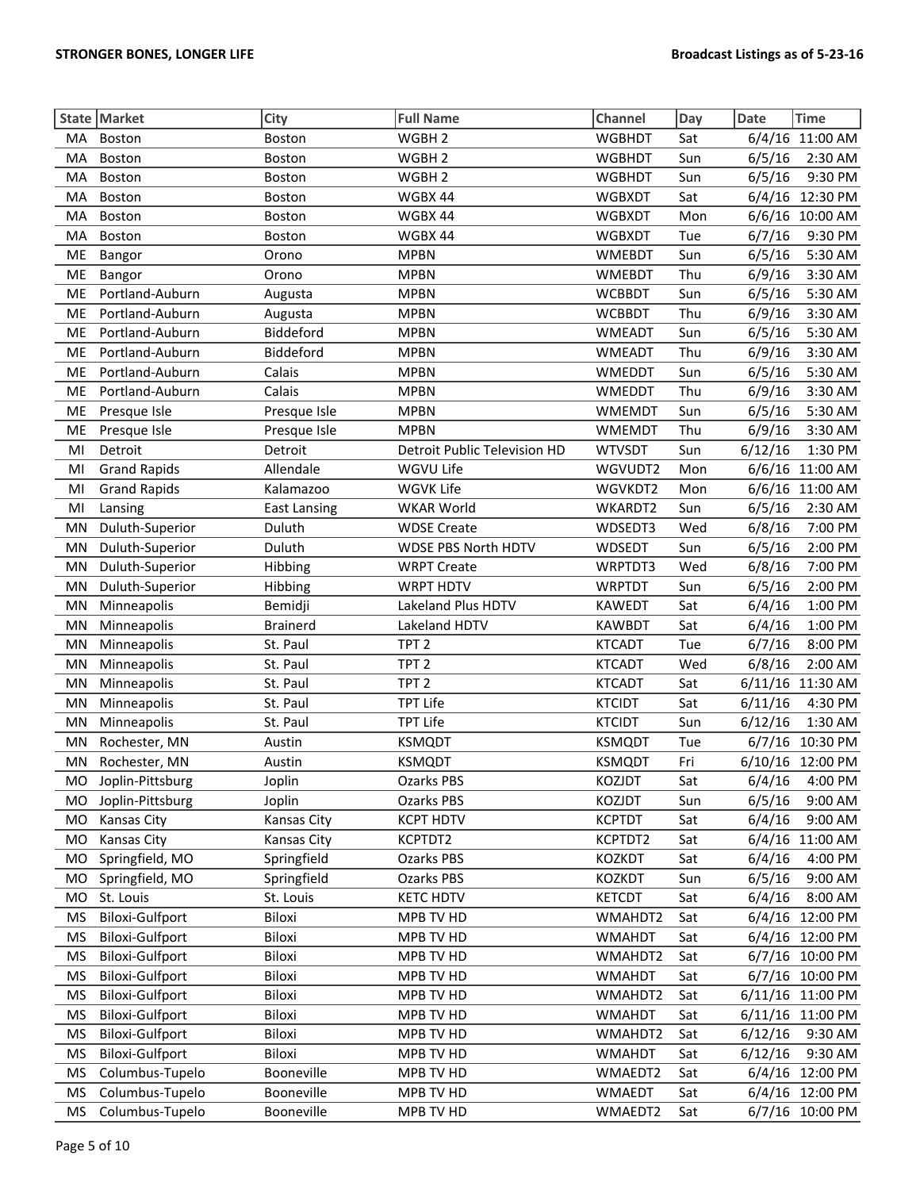| State | Market | City | Full Name | Channel | Day | Date | Time |
|---|---|---|---|---|---|---|---|
| MA | Boston | Boston | WGBH 2 | WGBHDT | Sat | 6/4/16 | 11:00 AM |
| MA | Boston | Boston | WGBH 2 | WGBHDT | Sun | 6/5/16 | 2:30 AM |
| MA | Boston | Boston | WGBH 2 | WGBHDT | Sun | 6/5/16 | 9:30 PM |
| MA | Boston | Boston | WGBX 44 | WGBXDT | Sat | 6/4/16 | 12:30 PM |
| MA | Boston | Boston | WGBX 44 | WGBXDT | Mon | 6/6/16 | 10:00 AM |
| MA | Boston | Boston | WGBX 44 | WGBXDT | Tue | 6/7/16 | 9:30 PM |
| ME | Bangor | Orono | MPBN | WMEBDT | Sun | 6/5/16 | 5:30 AM |
| ME | Bangor | Orono | MPBN | WMEBDT | Thu | 6/9/16 | 3:30 AM |
| ME | Portland-Auburn | Augusta | MPBN | WCBBDT | Sun | 6/5/16 | 5:30 AM |
| ME | Portland-Auburn | Augusta | MPBN | WCBBDT | Thu | 6/9/16 | 3:30 AM |
| ME | Portland-Auburn | Biddeford | MPBN | WMEADT | Sun | 6/5/16 | 5:30 AM |
| ME | Portland-Auburn | Biddeford | MPBN | WMEADT | Thu | 6/9/16 | 3:30 AM |
| ME | Portland-Auburn | Calais | MPBN | WMEDDT | Sun | 6/5/16 | 5:30 AM |
| ME | Portland-Auburn | Calais | MPBN | WMEDDT | Thu | 6/9/16 | 3:30 AM |
| ME | Presque Isle | Presque Isle | MPBN | WMEMDT | Sun | 6/5/16 | 5:30 AM |
| ME | Presque Isle | Presque Isle | MPBN | WMEMDT | Thu | 6/9/16 | 3:30 AM |
| MI | Detroit | Detroit | Detroit Public Television HD | WTVSDT | Sun | 6/12/16 | 1:30 PM |
| MI | Grand Rapids | Allendale | WGVU Life | WGVUDT2 | Mon | 6/6/16 | 11:00 AM |
| MI | Grand Rapids | Kalamazoo | WGVK Life | WGVKDT2 | Mon | 6/6/16 | 11:00 AM |
| MI | Lansing | East Lansing | WKAR World | WKARDT2 | Sun | 6/5/16 | 2:30 AM |
| MN | Duluth-Superior | Duluth | WDSE Create | WDSEDT3 | Wed | 6/8/16 | 7:00 PM |
| MN | Duluth-Superior | Duluth | WDSE PBS North HDTV | WDSEDT | Sun | 6/5/16 | 2:00 PM |
| MN | Duluth-Superior | Hibbing | WRPT Create | WRPTDT3 | Wed | 6/8/16 | 7:00 PM |
| MN | Duluth-Superior | Hibbing | WRPT HDTV | WRPTDT | Sun | 6/5/16 | 2:00 PM |
| MN | Minneapolis | Bemidji | Lakeland Plus HDTV | KAWEDT | Sat | 6/4/16 | 1:00 PM |
| MN | Minneapolis | Brainerd | Lakeland HDTV | KAWBDT | Sat | 6/4/16 | 1:00 PM |
| MN | Minneapolis | St. Paul | TPT 2 | KTCADT | Tue | 6/7/16 | 8:00 PM |
| MN | Minneapolis | St. Paul | TPT 2 | KTCADT | Wed | 6/8/16 | 2:00 AM |
| MN | Minneapolis | St. Paul | TPT 2 | KTCADT | Sat | 6/11/16 | 11:30 AM |
| MN | Minneapolis | St. Paul | TPT Life | KTCIDT | Sat | 6/11/16 | 4:30 PM |
| MN | Minneapolis | St. Paul | TPT Life | KTCIDT | Sun | 6/12/16 | 1:30 AM |
| MN | Rochester, MN | Austin | KSMQDT | KSMQDT | Tue | 6/7/16 | 10:30 PM |
| MN | Rochester, MN | Austin | KSMQDT | KSMQDT | Fri | 6/10/16 | 12:00 PM |
| MO | Joplin-Pittsburg | Joplin | Ozarks PBS | KOZJDT | Sat | 6/4/16 | 4:00 PM |
| MO | Joplin-Pittsburg | Joplin | Ozarks PBS | KOZJDT | Sun | 6/5/16 | 9:00 AM |
| MO | Kansas City | Kansas City | KCPT HDTV | KCPTDT | Sat | 6/4/16 | 9:00 AM |
| MO | Kansas City | Kansas City | KCPTDT2 | KCPTDT2 | Sat | 6/4/16 | 11:00 AM |
| MO | Springfield, MO | Springfield | Ozarks PBS | KOZKDT | Sat | 6/4/16 | 4:00 PM |
| MO | Springfield, MO | Springfield | Ozarks PBS | KOZKDT | Sun | 6/5/16 | 9:00 AM |
| MO | St. Louis | St. Louis | KETC HDTV | KETCDT | Sat | 6/4/16 | 8:00 AM |
| MS | Biloxi-Gulfport | Biloxi | MPB TV HD | WMAHDT2 | Sat | 6/4/16 | 12:00 PM |
| MS | Biloxi-Gulfport | Biloxi | MPB TV HD | WMAHDT | Sat | 6/4/16 | 12:00 PM |
| MS | Biloxi-Gulfport | Biloxi | MPB TV HD | WMAHDT2 | Sat | 6/7/16 | 10:00 PM |
| MS | Biloxi-Gulfport | Biloxi | MPB TV HD | WMAHDT | Sat | 6/7/16 | 10:00 PM |
| MS | Biloxi-Gulfport | Biloxi | MPB TV HD | WMAHDT2 | Sat | 6/11/16 | 11:00 PM |
| MS | Biloxi-Gulfport | Biloxi | MPB TV HD | WMAHDT | Sat | 6/11/16 | 11:00 PM |
| MS | Biloxi-Gulfport | Biloxi | MPB TV HD | WMAHDT2 | Sat | 6/12/16 | 9:30 AM |
| MS | Biloxi-Gulfport | Biloxi | MPB TV HD | WMAHDT | Sat | 6/12/16 | 9:30 AM |
| MS | Columbus-Tupelo | Booneville | MPB TV HD | WMAEDT2 | Sat | 6/4/16 | 12:00 PM |
| MS | Columbus-Tupelo | Booneville | MPB TV HD | WMAEDT | Sat | 6/4/16 | 12:00 PM |
| MS | Columbus-Tupelo | Booneville | MPB TV HD | WMAEDT2 | Sat | 6/7/16 | 10:00 PM |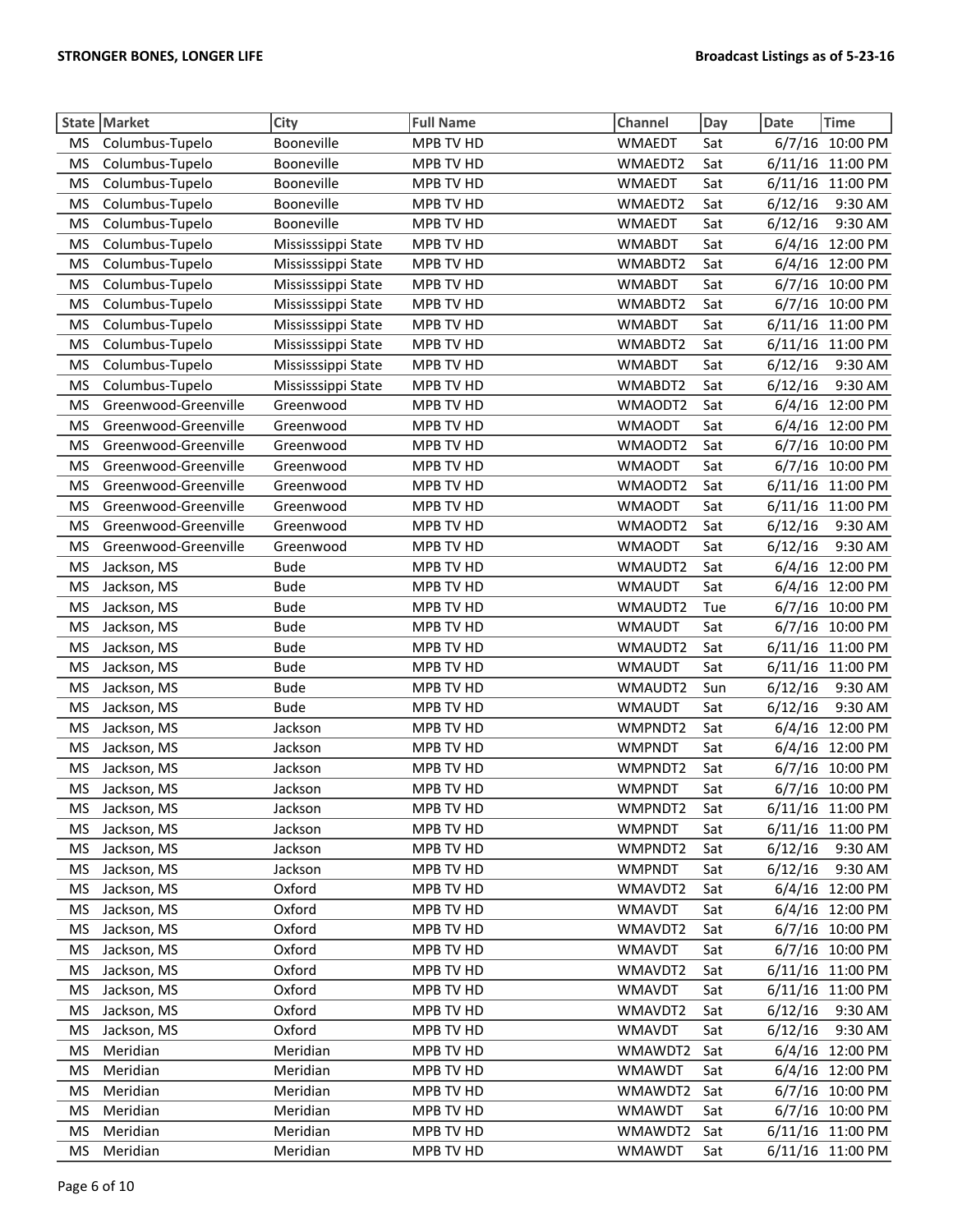| State | Market | City | Full Name | Channel | Day | Date | Time |
|---|---|---|---|---|---|---|---|
| MS | Columbus-Tupelo | Booneville | MPB TV HD | WMAEDT | Sat | 6/7/16 | 10:00 PM |
| MS | Columbus-Tupelo | Booneville | MPB TV HD | WMAEDT2 | Sat | 6/11/16 | 11:00 PM |
| MS | Columbus-Tupelo | Booneville | MPB TV HD | WMAEDT | Sat | 6/11/16 | 11:00 PM |
| MS | Columbus-Tupelo | Booneville | MPB TV HD | WMAEDT2 | Sat | 6/12/16 | 9:30 AM |
| MS | Columbus-Tupelo | Booneville | MPB TV HD | WMAEDT | Sat | 6/12/16 | 9:30 AM |
| MS | Columbus-Tupelo | Mississsippi State | MPB TV HD | WMABDT | Sat | 6/4/16 | 12:00 PM |
| MS | Columbus-Tupelo | Mississsippi State | MPB TV HD | WMABDT2 | Sat | 6/4/16 | 12:00 PM |
| MS | Columbus-Tupelo | Mississsippi State | MPB TV HD | WMABDT | Sat | 6/7/16 | 10:00 PM |
| MS | Columbus-Tupelo | Mississsippi State | MPB TV HD | WMABDT2 | Sat | 6/7/16 | 10:00 PM |
| MS | Columbus-Tupelo | Mississsippi State | MPB TV HD | WMABDT | Sat | 6/11/16 | 11:00 PM |
| MS | Columbus-Tupelo | Mississsippi State | MPB TV HD | WMABDT2 | Sat | 6/11/16 | 11:00 PM |
| MS | Columbus-Tupelo | Mississsippi State | MPB TV HD | WMABDT | Sat | 6/12/16 | 9:30 AM |
| MS | Columbus-Tupelo | Mississsippi State | MPB TV HD | WMABDT2 | Sat | 6/12/16 | 9:30 AM |
| MS | Greenwood-Greenville | Greenwood | MPB TV HD | WMAODT2 | Sat | 6/4/16 | 12:00 PM |
| MS | Greenwood-Greenville | Greenwood | MPB TV HD | WMAODT | Sat | 6/4/16 | 12:00 PM |
| MS | Greenwood-Greenville | Greenwood | MPB TV HD | WMAODT2 | Sat | 6/7/16 | 10:00 PM |
| MS | Greenwood-Greenville | Greenwood | MPB TV HD | WMAODT | Sat | 6/7/16 | 10:00 PM |
| MS | Greenwood-Greenville | Greenwood | MPB TV HD | WMAODT2 | Sat | 6/11/16 | 11:00 PM |
| MS | Greenwood-Greenville | Greenwood | MPB TV HD | WMAODT | Sat | 6/11/16 | 11:00 PM |
| MS | Greenwood-Greenville | Greenwood | MPB TV HD | WMAODT2 | Sat | 6/12/16 | 9:30 AM |
| MS | Greenwood-Greenville | Greenwood | MPB TV HD | WMAODT | Sat | 6/12/16 | 9:30 AM |
| MS | Jackson, MS | Bude | MPB TV HD | WMAUDT2 | Sat | 6/4/16 | 12:00 PM |
| MS | Jackson, MS | Bude | MPB TV HD | WMAUDT | Sat | 6/4/16 | 12:00 PM |
| MS | Jackson, MS | Bude | MPB TV HD | WMAUDT2 | Tue | 6/7/16 | 10:00 PM |
| MS | Jackson, MS | Bude | MPB TV HD | WMAUDT | Sat | 6/7/16 | 10:00 PM |
| MS | Jackson, MS | Bude | MPB TV HD | WMAUDT2 | Sat | 6/11/16 | 11:00 PM |
| MS | Jackson, MS | Bude | MPB TV HD | WMAUDT | Sat | 6/11/16 | 11:00 PM |
| MS | Jackson, MS | Bude | MPB TV HD | WMAUDT2 | Sun | 6/12/16 | 9:30 AM |
| MS | Jackson, MS | Bude | MPB TV HD | WMAUDT | Sat | 6/12/16 | 9:30 AM |
| MS | Jackson, MS | Jackson | MPB TV HD | WMPNDT2 | Sat | 6/4/16 | 12:00 PM |
| MS | Jackson, MS | Jackson | MPB TV HD | WMPNDT | Sat | 6/4/16 | 12:00 PM |
| MS | Jackson, MS | Jackson | MPB TV HD | WMPNDT2 | Sat | 6/7/16 | 10:00 PM |
| MS | Jackson, MS | Jackson | MPB TV HD | WMPNDT | Sat | 6/7/16 | 10:00 PM |
| MS | Jackson, MS | Jackson | MPB TV HD | WMPNDT2 | Sat | 6/11/16 | 11:00 PM |
| MS | Jackson, MS | Jackson | MPB TV HD | WMPNDT | Sat | 6/11/16 | 11:00 PM |
| MS | Jackson, MS | Jackson | MPB TV HD | WMPNDT2 | Sat | 6/12/16 | 9:30 AM |
| MS | Jackson, MS | Jackson | MPB TV HD | WMPNDT | Sat | 6/12/16 | 9:30 AM |
| MS | Jackson, MS | Oxford | MPB TV HD | WMAVDT2 | Sat | 6/4/16 | 12:00 PM |
| MS | Jackson, MS | Oxford | MPB TV HD | WMAVDT | Sat | 6/4/16 | 12:00 PM |
| MS | Jackson, MS | Oxford | MPB TV HD | WMAVDT2 | Sat | 6/7/16 | 10:00 PM |
| MS | Jackson, MS | Oxford | MPB TV HD | WMAVDT | Sat | 6/7/16 | 10:00 PM |
| MS | Jackson, MS | Oxford | MPB TV HD | WMAVDT2 | Sat | 6/11/16 | 11:00 PM |
| MS | Jackson, MS | Oxford | MPB TV HD | WMAVDT | Sat | 6/11/16 | 11:00 PM |
| MS | Jackson, MS | Oxford | MPB TV HD | WMAVDT2 | Sat | 6/12/16 | 9:30 AM |
| MS | Jackson, MS | Oxford | MPB TV HD | WMAVDT | Sat | 6/12/16 | 9:30 AM |
| MS | Meridian | Meridian | MPB TV HD | WMAWDT2 | Sat | 6/4/16 | 12:00 PM |
| MS | Meridian | Meridian | MPB TV HD | WMAWDT | Sat | 6/4/16 | 12:00 PM |
| MS | Meridian | Meridian | MPB TV HD | WMAWDT2 | Sat | 6/7/16 | 10:00 PM |
| MS | Meridian | Meridian | MPB TV HD | WMAWDT | Sat | 6/7/16 | 10:00 PM |
| MS | Meridian | Meridian | MPB TV HD | WMAWDT2 | Sat | 6/11/16 | 11:00 PM |
| MS | Meridian | Meridian | MPB TV HD | WMAWDT | Sat | 6/11/16 | 11:00 PM |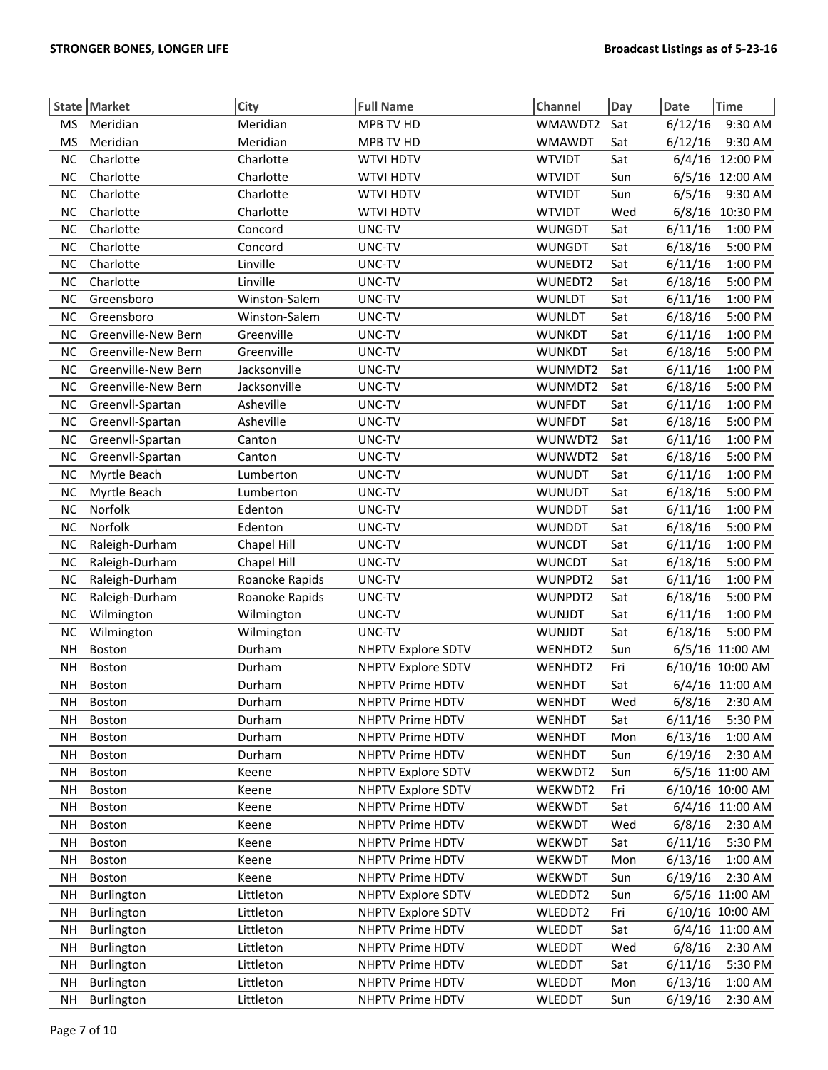| State | Market | City | Full Name | Channel | Day | Date | Time |
|---|---|---|---|---|---|---|---|
| MS | Meridian | Meridian | MPB TV HD | WMAWDT2 | Sat | 6/12/16 | 9:30 AM |
| MS | Meridian | Meridian | MPB TV HD | WMAWDT | Sat | 6/12/16 | 9:30 AM |
| NC | Charlotte | Charlotte | WTVI HDTV | WTVIDT | Sat | 6/4/16 | 12:00 PM |
| NC | Charlotte | Charlotte | WTVI HDTV | WTVIDT | Sun | 6/5/16 | 12:00 AM |
| NC | Charlotte | Charlotte | WTVI HDTV | WTVIDT | Sun | 6/5/16 | 9:30 AM |
| NC | Charlotte | Charlotte | WTVI HDTV | WTVIDT | Wed | 6/8/16 | 10:30 PM |
| NC | Charlotte | Concord | UNC-TV | WUNGDT | Sat | 6/11/16 | 1:00 PM |
| NC | Charlotte | Concord | UNC-TV | WUNGDT | Sat | 6/18/16 | 5:00 PM |
| NC | Charlotte | Linville | UNC-TV | WUNEDT2 | Sat | 6/11/16 | 1:00 PM |
| NC | Charlotte | Linville | UNC-TV | WUNEDT2 | Sat | 6/18/16 | 5:00 PM |
| NC | Greensboro | Winston-Salem | UNC-TV | WUNLDT | Sat | 6/11/16 | 1:00 PM |
| NC | Greensboro | Winston-Salem | UNC-TV | WUNLDT | Sat | 6/18/16 | 5:00 PM |
| NC | Greenville-New Bern | Greenville | UNC-TV | WUNKDT | Sat | 6/11/16 | 1:00 PM |
| NC | Greenville-New Bern | Greenville | UNC-TV | WUNKDT | Sat | 6/18/16 | 5:00 PM |
| NC | Greenville-New Bern | Jacksonville | UNC-TV | WUNMDT2 | Sat | 6/11/16 | 1:00 PM |
| NC | Greenville-New Bern | Jacksonville | UNC-TV | WUNMDT2 | Sat | 6/18/16 | 5:00 PM |
| NC | Greenvll-Spartan | Asheville | UNC-TV | WUNFDT | Sat | 6/11/16 | 1:00 PM |
| NC | Greenvll-Spartan | Asheville | UNC-TV | WUNFDT | Sat | 6/18/16 | 5:00 PM |
| NC | Greenvll-Spartan | Canton | UNC-TV | WUNWDT2 | Sat | 6/11/16 | 1:00 PM |
| NC | Greenvll-Spartan | Canton | UNC-TV | WUNWDT2 | Sat | 6/18/16 | 5:00 PM |
| NC | Myrtle Beach | Lumberton | UNC-TV | WUNUDT | Sat | 6/11/16 | 1:00 PM |
| NC | Myrtle Beach | Lumberton | UNC-TV | WUNUDT | Sat | 6/18/16 | 5:00 PM |
| NC | Norfolk | Edenton | UNC-TV | WUNDDT | Sat | 6/11/16 | 1:00 PM |
| NC | Norfolk | Edenton | UNC-TV | WUNDDT | Sat | 6/18/16 | 5:00 PM |
| NC | Raleigh-Durham | Chapel Hill | UNC-TV | WUNCDT | Sat | 6/11/16 | 1:00 PM |
| NC | Raleigh-Durham | Chapel Hill | UNC-TV | WUNCDT | Sat | 6/18/16 | 5:00 PM |
| NC | Raleigh-Durham | Roanoke Rapids | UNC-TV | WUNPDT2 | Sat | 6/11/16 | 1:00 PM |
| NC | Raleigh-Durham | Roanoke Rapids | UNC-TV | WUNPDT2 | Sat | 6/18/16 | 5:00 PM |
| NC | Wilmington | Wilmington | UNC-TV | WUNJDT | Sat | 6/11/16 | 1:00 PM |
| NC | Wilmington | Wilmington | UNC-TV | WUNJDT | Sat | 6/18/16 | 5:00 PM |
| NH | Boston | Durham | NHPTV Explore SDTV | WENHDT2 | Sun | 6/5/16 | 11:00 AM |
| NH | Boston | Durham | NHPTV Explore SDTV | WENHDT2 | Fri | 6/10/16 | 10:00 AM |
| NH | Boston | Durham | NHPTV Prime HDTV | WENHDT | Sat | 6/4/16 | 11:00 AM |
| NH | Boston | Durham | NHPTV Prime HDTV | WENHDT | Wed | 6/8/16 | 2:30 AM |
| NH | Boston | Durham | NHPTV Prime HDTV | WENHDT | Sat | 6/11/16 | 5:30 PM |
| NH | Boston | Durham | NHPTV Prime HDTV | WENHDT | Mon | 6/13/16 | 1:00 AM |
| NH | Boston | Durham | NHPTV Prime HDTV | WENHDT | Sun | 6/19/16 | 2:30 AM |
| NH | Boston | Keene | NHPTV Explore SDTV | WEKWDT2 | Sun | 6/5/16 | 11:00 AM |
| NH | Boston | Keene | NHPTV Explore SDTV | WEKWDT2 | Fri | 6/10/16 | 10:00 AM |
| NH | Boston | Keene | NHPTV Prime HDTV | WEKWDT | Sat | 6/4/16 | 11:00 AM |
| NH | Boston | Keene | NHPTV Prime HDTV | WEKWDT | Wed | 6/8/16 | 2:30 AM |
| NH | Boston | Keene | NHPTV Prime HDTV | WEKWDT | Sat | 6/11/16 | 5:30 PM |
| NH | Boston | Keene | NHPTV Prime HDTV | WEKWDT | Mon | 6/13/16 | 1:00 AM |
| NH | Boston | Keene | NHPTV Prime HDTV | WEKWDT | Sun | 6/19/16 | 2:30 AM |
| NH | Burlington | Littleton | NHPTV Explore SDTV | WLEDDT2 | Sun | 6/5/16 | 11:00 AM |
| NH | Burlington | Littleton | NHPTV Explore SDTV | WLEDDT2 | Fri | 6/10/16 | 10:00 AM |
| NH | Burlington | Littleton | NHPTV Prime HDTV | WLEDDT | Sat | 6/4/16 | 11:00 AM |
| NH | Burlington | Littleton | NHPTV Prime HDTV | WLEDDT | Wed | 6/8/16 | 2:30 AM |
| NH | Burlington | Littleton | NHPTV Prime HDTV | WLEDDT | Sat | 6/11/16 | 5:30 PM |
| NH | Burlington | Littleton | NHPTV Prime HDTV | WLEDDT | Mon | 6/13/16 | 1:00 AM |
| NH | Burlington | Littleton | NHPTV Prime HDTV | WLEDDT | Sun | 6/19/16 | 2:30 AM |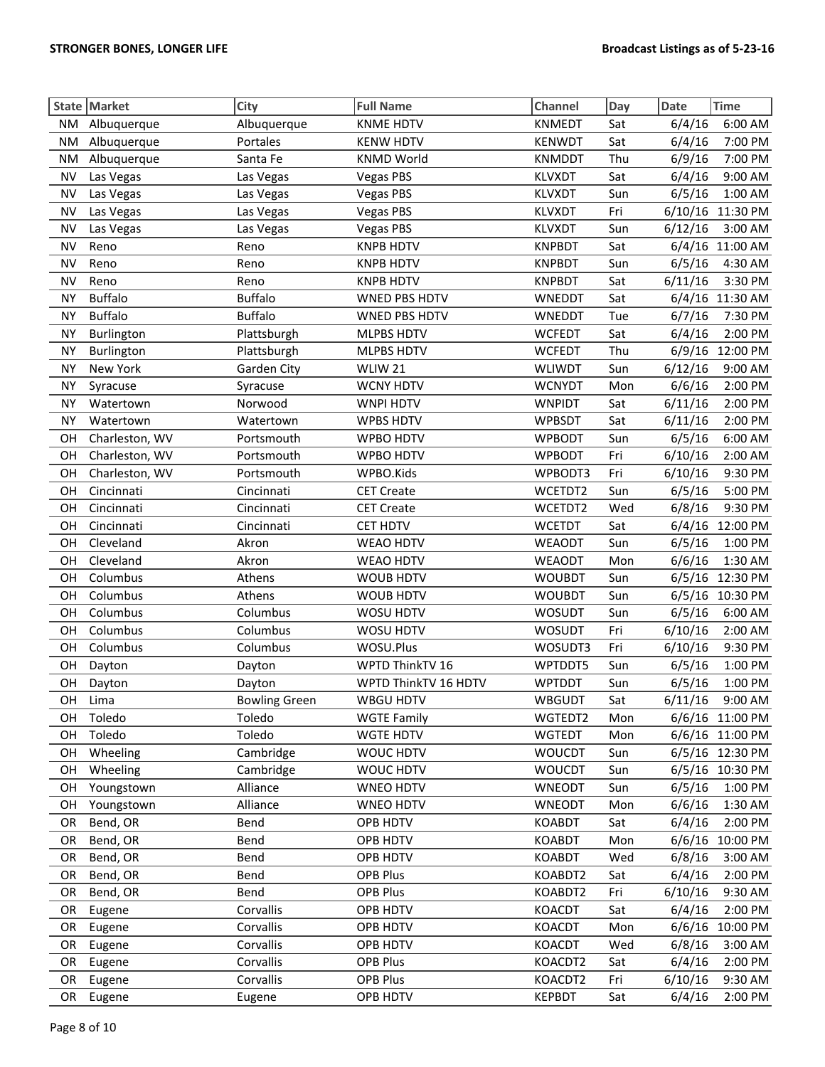| State | Market | City | Full Name | Channel | Day | Date | Time |
|---|---|---|---|---|---|---|---|
| NM | Albuquerque | Albuquerque | KNME HDTV | KNMEDT | Sat | 6/4/16 | 6:00 AM |
| NM | Albuquerque | Portales | KENW HDTV | KENWDT | Sat | 6/4/16 | 7:00 PM |
| NM | Albuquerque | Santa Fe | KNMD World | KNMDDT | Thu | 6/9/16 | 7:00 PM |
| NV | Las Vegas | Las Vegas | Vegas PBS | KLVXDT | Sat | 6/4/16 | 9:00 AM |
| NV | Las Vegas | Las Vegas | Vegas PBS | KLVXDT | Sun | 6/5/16 | 1:00 AM |
| NV | Las Vegas | Las Vegas | Vegas PBS | KLVXDT | Fri | 6/10/16 | 11:30 PM |
| NV | Las Vegas | Las Vegas | Vegas PBS | KLVXDT | Sun | 6/12/16 | 3:00 AM |
| NV | Reno | Reno | KNPB HDTV | KNPBDT | Sat | 6/4/16 | 11:00 AM |
| NV | Reno | Reno | KNPB HDTV | KNPBDT | Sun | 6/5/16 | 4:30 AM |
| NV | Reno | Reno | KNPB HDTV | KNPBDT | Sat | 6/11/16 | 3:30 PM |
| NY | Buffalo | Buffalo | WNED PBS HDTV | WNEDDT | Sat | 6/4/16 | 11:30 AM |
| NY | Buffalo | Buffalo | WNED PBS HDTV | WNEDDT | Tue | 6/7/16 | 7:30 PM |
| NY | Burlington | Plattsburgh | MLPBS HDTV | WCFEDT | Sat | 6/4/16 | 2:00 PM |
| NY | Burlington | Plattsburgh | MLPBS HDTV | WCFEDT | Thu | 6/9/16 | 12:00 PM |
| NY | New York | Garden City | WLIW 21 | WLIWDT | Sun | 6/12/16 | 9:00 AM |
| NY | Syracuse | Syracuse | WCNY HDTV | WCNYDT | Mon | 6/6/16 | 2:00 PM |
| NY | Watertown | Norwood | WNPI HDTV | WNPIDT | Sat | 6/11/16 | 2:00 PM |
| NY | Watertown | Watertown | WPBS HDTV | WPBSDT | Sat | 6/11/16 | 2:00 PM |
| OH | Charleston, WV | Portsmouth | WPBO HDTV | WPBODT | Sun | 6/5/16 | 6:00 AM |
| OH | Charleston, WV | Portsmouth | WPBO HDTV | WPBODT | Fri | 6/10/16 | 2:00 AM |
| OH | Charleston, WV | Portsmouth | WPBO.Kids | WPBODT3 | Fri | 6/10/16 | 9:30 PM |
| OH | Cincinnati | Cincinnati | CET Create | WCETDT2 | Sun | 6/5/16 | 5:00 PM |
| OH | Cincinnati | Cincinnati | CET Create | WCETDT2 | Wed | 6/8/16 | 9:30 PM |
| OH | Cincinnati | Cincinnati | CET HDTV | WCETDT | Sat | 6/4/16 | 12:00 PM |
| OH | Cleveland | Akron | WEAO HDTV | WEAODT | Sun | 6/5/16 | 1:00 PM |
| OH | Cleveland | Akron | WEAO HDTV | WEAODT | Mon | 6/6/16 | 1:30 AM |
| OH | Columbus | Athens | WOUB HDTV | WOUBDT | Sun | 6/5/16 | 12:30 PM |
| OH | Columbus | Athens | WOUB HDTV | WOUBDT | Sun | 6/5/16 | 10:30 PM |
| OH | Columbus | Columbus | WOSU HDTV | WOSUDT | Sun | 6/5/16 | 6:00 AM |
| OH | Columbus | Columbus | WOSU HDTV | WOSUDT | Fri | 6/10/16 | 2:00 AM |
| OH | Columbus | Columbus | WOSU.Plus | WOSUDT3 | Fri | 6/10/16 | 9:30 PM |
| OH | Dayton | Dayton | WPTD ThinkTV 16 | WPTDDT5 | Sun | 6/5/16 | 1:00 PM |
| OH | Dayton | Dayton | WPTD ThinkTV 16 HDTV | WPTDDT | Sun | 6/5/16 | 1:00 PM |
| OH | Lima | Bowling Green | WBGU HDTV | WBGUDT | Sat | 6/11/16 | 9:00 AM |
| OH | Toledo | Toledo | WGTE Family | WGTEDT2 | Mon | 6/6/16 | 11:00 PM |
| OH | Toledo | Toledo | WGTE HDTV | WGTEDT | Mon | 6/6/16 | 11:00 PM |
| OH | Wheeling | Cambridge | WOUC HDTV | WOUCDT | Sun | 6/5/16 | 12:30 PM |
| OH | Wheeling | Cambridge | WOUC HDTV | WOUCDT | Sun | 6/5/16 | 10:30 PM |
| OH | Youngstown | Alliance | WNEO HDTV | WNEODT | Sun | 6/5/16 | 1:00 PM |
| OH | Youngstown | Alliance | WNEO HDTV | WNEODT | Mon | 6/6/16 | 1:30 AM |
| OR | Bend, OR | Bend | OPB HDTV | KOABDT | Sat | 6/4/16 | 2:00 PM |
| OR | Bend, OR | Bend | OPB HDTV | KOABDT | Mon | 6/6/16 | 10:00 PM |
| OR | Bend, OR | Bend | OPB HDTV | KOABDT | Wed | 6/8/16 | 3:00 AM |
| OR | Bend, OR | Bend | OPB Plus | KOABDT2 | Sat | 6/4/16 | 2:00 PM |
| OR | Bend, OR | Bend | OPB Plus | KOABDT2 | Fri | 6/10/16 | 9:30 AM |
| OR | Eugene | Corvallis | OPB HDTV | KOACDT | Sat | 6/4/16 | 2:00 PM |
| OR | Eugene | Corvallis | OPB HDTV | KOACDT | Mon | 6/6/16 | 10:00 PM |
| OR | Eugene | Corvallis | OPB HDTV | KOACDT | Wed | 6/8/16 | 3:00 AM |
| OR | Eugene | Corvallis | OPB Plus | KOACDT2 | Sat | 6/4/16 | 2:00 PM |
| OR | Eugene | Corvallis | OPB Plus | KOACDT2 | Fri | 6/10/16 | 9:30 AM |
| OR | Eugene | Eugene | OPB HDTV | KEPBDT | Sat | 6/4/16 | 2:00 PM |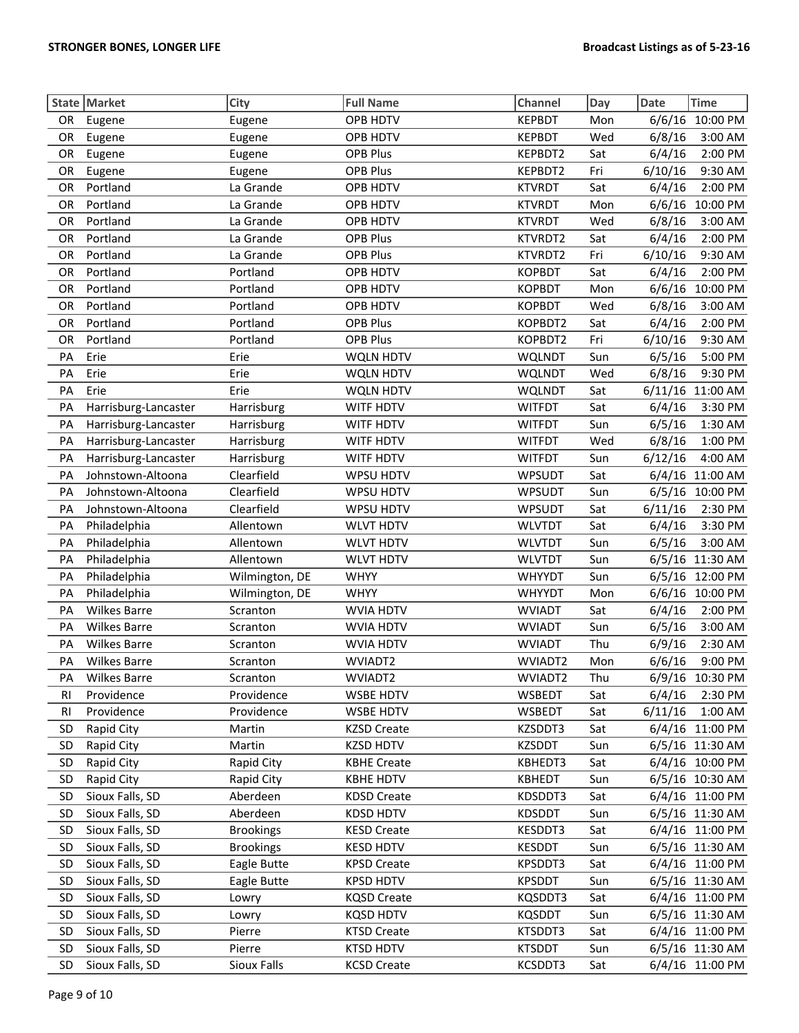| State | Market | City | Full Name | Channel | Day | Date | Time |
|---|---|---|---|---|---|---|---|
| OR | Eugene | Eugene | OPB HDTV | KEPBDT | Mon | 6/6/16 | 10:00 PM |
| OR | Eugene | Eugene | OPB HDTV | KEPBDT | Wed | 6/8/16 | 3:00 AM |
| OR | Eugene | Eugene | OPB Plus | KEPBDT2 | Sat | 6/4/16 | 2:00 PM |
| OR | Eugene | Eugene | OPB Plus | KEPBDT2 | Fri | 6/10/16 | 9:30 AM |
| OR | Portland | La Grande | OPB HDTV | KTVRDT | Sat | 6/4/16 | 2:00 PM |
| OR | Portland | La Grande | OPB HDTV | KTVRDT | Mon | 6/6/16 | 10:00 PM |
| OR | Portland | La Grande | OPB HDTV | KTVRDT | Wed | 6/8/16 | 3:00 AM |
| OR | Portland | La Grande | OPB Plus | KTVRDT2 | Sat | 6/4/16 | 2:00 PM |
| OR | Portland | La Grande | OPB Plus | KTVRDT2 | Fri | 6/10/16 | 9:30 AM |
| OR | Portland | Portland | OPB HDTV | KOPBDT | Sat | 6/4/16 | 2:00 PM |
| OR | Portland | Portland | OPB HDTV | KOPBDT | Mon | 6/6/16 | 10:00 PM |
| OR | Portland | Portland | OPB HDTV | KOPBDT | Wed | 6/8/16 | 3:00 AM |
| OR | Portland | Portland | OPB Plus | KOPBDT2 | Sat | 6/4/16 | 2:00 PM |
| OR | Portland | Portland | OPB Plus | KOPBDT2 | Fri | 6/10/16 | 9:30 AM |
| PA | Erie | Erie | WQLN HDTV | WQLNDT | Sun | 6/5/16 | 5:00 PM |
| PA | Erie | Erie | WQLN HDTV | WQLNDT | Wed | 6/8/16 | 9:30 PM |
| PA | Erie | Erie | WQLN HDTV | WQLNDT | Sat | 6/11/16 | 11:00 AM |
| PA | Harrisburg-Lancaster | Harrisburg | WITF HDTV | WITFDT | Sat | 6/4/16 | 3:30 PM |
| PA | Harrisburg-Lancaster | Harrisburg | WITF HDTV | WITFDT | Sun | 6/5/16 | 1:30 AM |
| PA | Harrisburg-Lancaster | Harrisburg | WITF HDTV | WITFDT | Wed | 6/8/16 | 1:00 PM |
| PA | Harrisburg-Lancaster | Harrisburg | WITF HDTV | WITFDT | Sun | 6/12/16 | 4:00 AM |
| PA | Johnstown-Altoona | Clearfield | WPSU HDTV | WPSUDT | Sat | 6/4/16 | 11:00 AM |
| PA | Johnstown-Altoona | Clearfield | WPSU HDTV | WPSUDT | Sun | 6/5/16 | 10:00 PM |
| PA | Johnstown-Altoona | Clearfield | WPSU HDTV | WPSUDT | Sat | 6/11/16 | 2:30 PM |
| PA | Philadelphia | Allentown | WLVT HDTV | WLVTDT | Sat | 6/4/16 | 3:30 PM |
| PA | Philadelphia | Allentown | WLVT HDTV | WLVTDT | Sun | 6/5/16 | 3:00 AM |
| PA | Philadelphia | Allentown | WLVT HDTV | WLVTDT | Sun | 6/5/16 | 11:30 AM |
| PA | Philadelphia | Wilmington, DE | WHYY | WHYYDT | Sun | 6/5/16 | 12:00 PM |
| PA | Philadelphia | Wilmington, DE | WHYY | WHYYDT | Mon | 6/6/16 | 10:00 PM |
| PA | Wilkes Barre | Scranton | WVIA HDTV | WVIADT | Sat | 6/4/16 | 2:00 PM |
| PA | Wilkes Barre | Scranton | WVIA HDTV | WVIADT | Sun | 6/5/16 | 3:00 AM |
| PA | Wilkes Barre | Scranton | WVIA HDTV | WVIADT | Thu | 6/9/16 | 2:30 AM |
| PA | Wilkes Barre | Scranton | WVIADT2 | WVIADT2 | Mon | 6/6/16 | 9:00 PM |
| PA | Wilkes Barre | Scranton | WVIADT2 | WVIADT2 | Thu | 6/9/16 | 10:30 PM |
| RI | Providence | Providence | WSBE HDTV | WSBEDT | Sat | 6/4/16 | 2:30 PM |
| RI | Providence | Providence | WSBE HDTV | WSBEDT | Sat | 6/11/16 | 1:00 AM |
| SD | Rapid City | Martin | KZSD Create | KZSDDT3 | Sat | 6/4/16 | 11:00 PM |
| SD | Rapid City | Martin | KZSD HDTV | KZSDDT | Sun | 6/5/16 | 11:30 AM |
| SD | Rapid City | Rapid City | KBHE Create | KBHEDT3 | Sat | 6/4/16 | 10:00 PM |
| SD | Rapid City | Rapid City | KBHE HDTV | KBHEDT | Sun | 6/5/16 | 10:30 AM |
| SD | Sioux Falls, SD | Aberdeen | KDSD Create | KDSDDT3 | Sat | 6/4/16 | 11:00 PM |
| SD | Sioux Falls, SD | Aberdeen | KDSD HDTV | KDSDDT | Sun | 6/5/16 | 11:30 AM |
| SD | Sioux Falls, SD | Brookings | KESD Create | KESDDT3 | Sat | 6/4/16 | 11:00 PM |
| SD | Sioux Falls, SD | Brookings | KESD HDTV | KESDDT | Sun | 6/5/16 | 11:30 AM |
| SD | Sioux Falls, SD | Eagle Butte | KPSD Create | KPSDDT3 | Sat | 6/4/16 | 11:00 PM |
| SD | Sioux Falls, SD | Eagle Butte | KPSD HDTV | KPSDDT | Sun | 6/5/16 | 11:30 AM |
| SD | Sioux Falls, SD | Lowry | KQSD Create | KQSDDT3 | Sat | 6/4/16 | 11:00 PM |
| SD | Sioux Falls, SD | Lowry | KQSD HDTV | KQSDDT | Sun | 6/5/16 | 11:30 AM |
| SD | Sioux Falls, SD | Pierre | KTSD Create | KTSDDT3 | Sat | 6/4/16 | 11:00 PM |
| SD | Sioux Falls, SD | Pierre | KTSD HDTV | KTSDDT | Sun | 6/5/16 | 11:30 AM |
| SD | Sioux Falls, SD | Sioux Falls | KCSD Create | KCSDDT3 | Sat | 6/4/16 | 11:00 PM |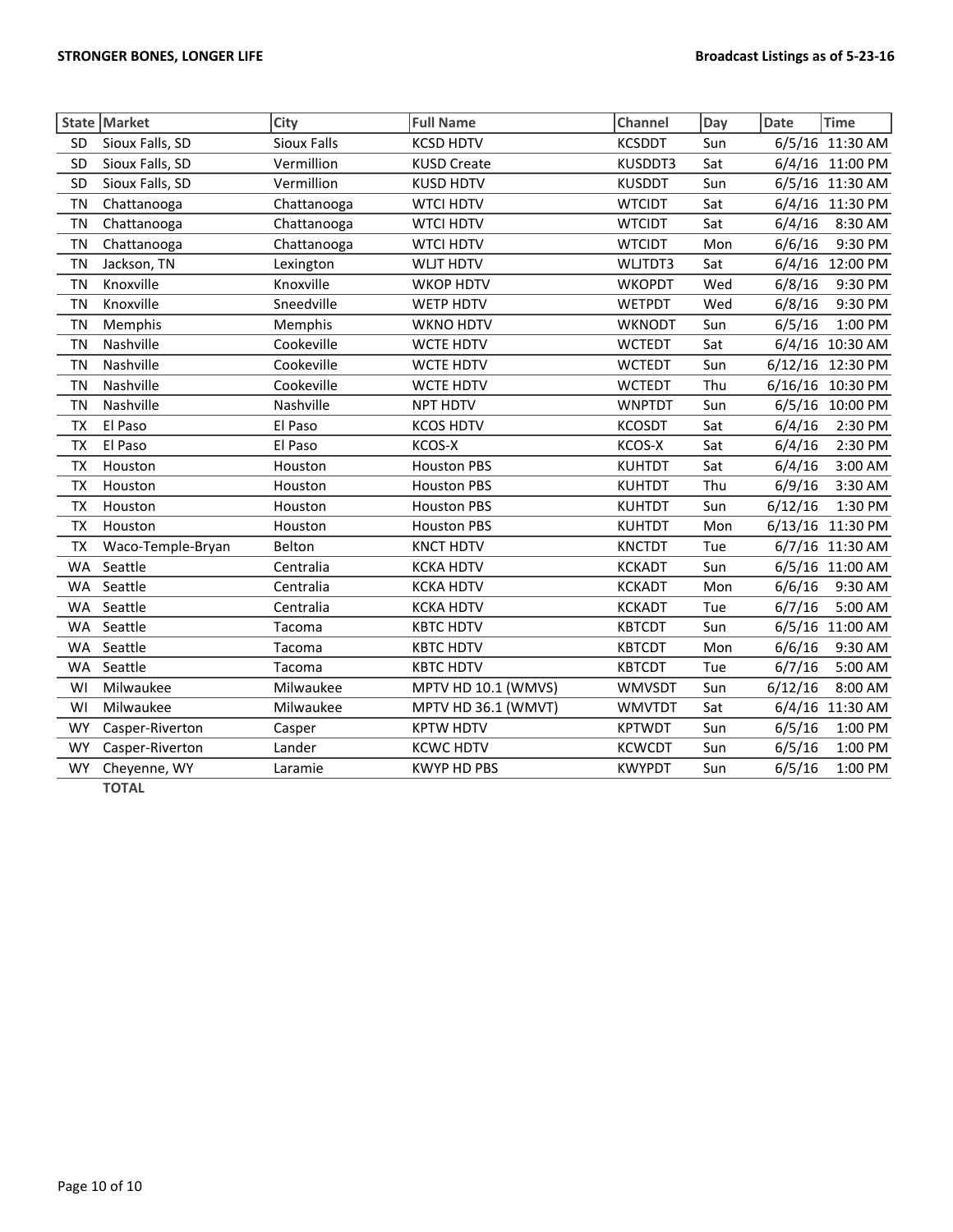| State | Market | City | Full Name | Channel | Day | Date | Time |
|---|---|---|---|---|---|---|---|
| SD | Sioux Falls, SD | Sioux Falls | KCSD HDTV | KCSDDT | Sun | 6/5/16 | 11:30 AM |
| SD | Sioux Falls, SD | Vermillion | KUSD Create | KUSDDT3 | Sat | 6/4/16 | 11:00 PM |
| SD | Sioux Falls, SD | Vermillion | KUSD HDTV | KUSDDT | Sun | 6/5/16 | 11:30 AM |
| TN | Chattanooga | Chattanooga | WTCI HDTV | WTCIDT | Sat | 6/4/16 | 11:30 PM |
| TN | Chattanooga | Chattanooga | WTCI HDTV | WTCIDT | Sat | 6/4/16 | 8:30 AM |
| TN | Chattanooga | Chattanooga | WTCI HDTV | WTCIDT | Mon | 6/6/16 | 9:30 PM |
| TN | Jackson, TN | Lexington | WLJT HDTV | WLJTDT3 | Sat | 6/4/16 | 12:00 PM |
| TN | Knoxville | Knoxville | WKOP HDTV | WKOPDT | Wed | 6/8/16 | 9:30 PM |
| TN | Knoxville | Sneedville | WETP HDTV | WETPDT | Wed | 6/8/16 | 9:30 PM |
| TN | Memphis | Memphis | WKNO HDTV | WKNODT | Sun | 6/5/16 | 1:00 PM |
| TN | Nashville | Cookeville | WCTE HDTV | WCTEDT | Sat | 6/4/16 | 10:30 AM |
| TN | Nashville | Cookeville | WCTE HDTV | WCTEDT | Sun | 6/12/16 | 12:30 PM |
| TN | Nashville | Cookeville | WCTE HDTV | WCTEDT | Thu | 6/16/16 | 10:30 PM |
| TN | Nashville | Nashville | NPT HDTV | WNPTDT | Sun | 6/5/16 | 10:00 PM |
| TX | El Paso | El Paso | KCOS HDTV | KCOSDT | Sat | 6/4/16 | 2:30 PM |
| TX | El Paso | El Paso | KCOS-X | KCOS-X | Sat | 6/4/16 | 2:30 PM |
| TX | Houston | Houston | Houston PBS | KUHTDT | Sat | 6/4/16 | 3:00 AM |
| TX | Houston | Houston | Houston PBS | KUHTDT | Thu | 6/9/16 | 3:30 AM |
| TX | Houston | Houston | Houston PBS | KUHTDT | Sun | 6/12/16 | 1:30 PM |
| TX | Houston | Houston | Houston PBS | KUHTDT | Mon | 6/13/16 | 11:30 PM |
| TX | Waco-Temple-Bryan | Belton | KNCT HDTV | KNCTDT | Tue | 6/7/16 | 11:30 AM |
| WA | Seattle | Centralia | KCKA HDTV | KCKADT | Sun | 6/5/16 | 11:00 AM |
| WA | Seattle | Centralia | KCKA HDTV | KCKADT | Mon | 6/6/16 | 9:30 AM |
| WA | Seattle | Centralia | KCKA HDTV | KCKADT | Tue | 6/7/16 | 5:00 AM |
| WA | Seattle | Tacoma | KBTC HDTV | KBTCDT | Sun | 6/5/16 | 11:00 AM |
| WA | Seattle | Tacoma | KBTC HDTV | KBTCDT | Mon | 6/6/16 | 9:30 AM |
| WA | Seattle | Tacoma | KBTC HDTV | KBTCDT | Tue | 6/7/16 | 5:00 AM |
| WI | Milwaukee | Milwaukee | MPTV HD 10.1 (WMVS) | WMVSDT | Sun | 6/12/16 | 8:00 AM |
| WI | Milwaukee | Milwaukee | MPTV HD 36.1 (WMVT) | WMVTDT | Sat | 6/4/16 | 11:30 AM |
| WY | Casper-Riverton | Casper | KPTW HDTV | KPTWDT | Sun | 6/5/16 | 1:00 PM |
| WY | Casper-Riverton | Lander | KCWC HDTV | KCWCDT | Sun | 6/5/16 | 1:00 PM |
| WY | Cheyenne, WY | Laramie | KWYP HD PBS | KWYPDT | Sun | 6/5/16 | 1:00 PM |
| | **TOTAL** | | | | | | |